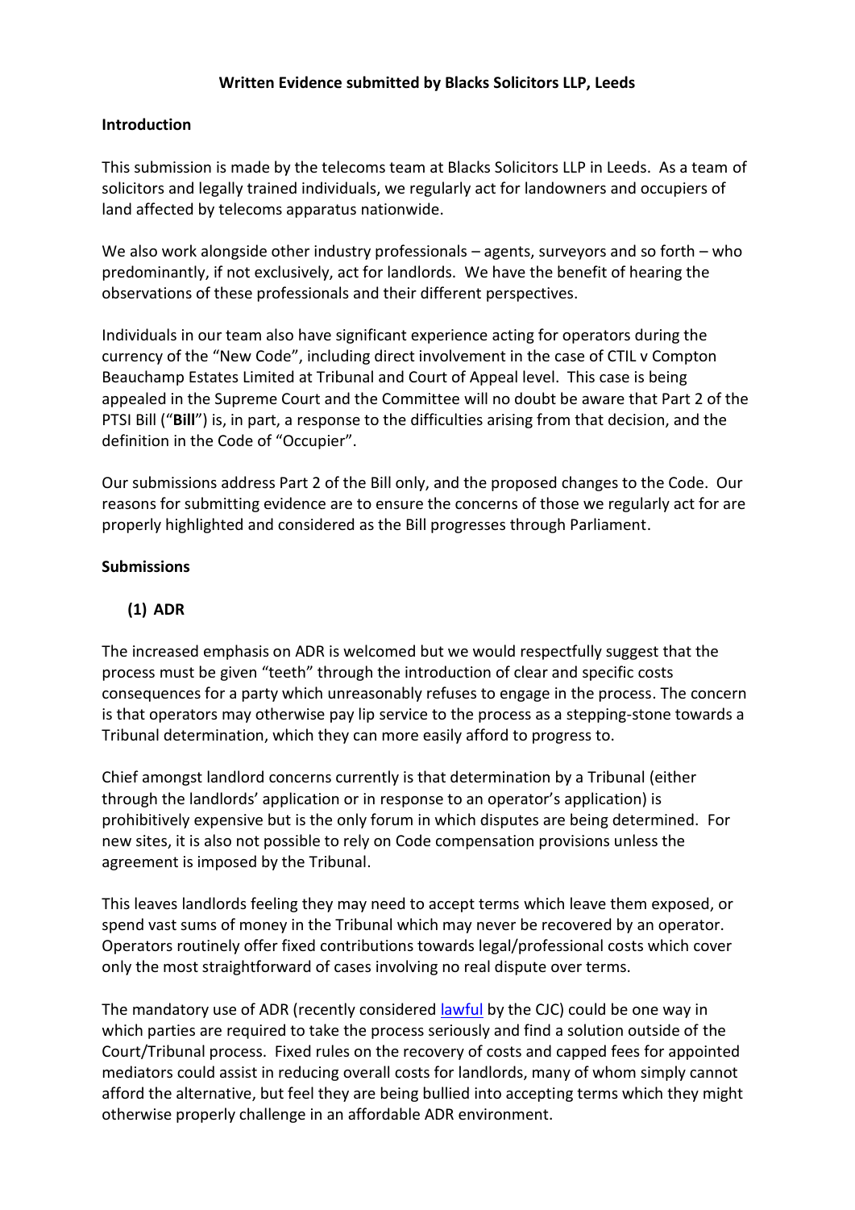**Written Evidence submitted by Blacks Solicitors LLP, Leeds**

**Introduction**

This submission is made by the telecoms team at Blacks Solicitors LLP in Leeds. As a team of solicitors and legally trained individuals, we regularly act for landowners and occupiers of land affected by telecoms apparatus nationwide.

We also work alongside other industry professionals – agents, surveyors and so forth – who predominantly, if not exclusively, act for landlords. We have the benefit of hearing the observations of these professionals and their different perspectives.

Individuals in our team also have significant experience acting for operators during the currency of the "New Code", including direct involvement in the case of CTIL v Compton Beauchamp Estates Limited at Tribunal and Court of Appeal level. This case is being appealed in the Supreme Court and the Committee will no doubt be aware that Part 2 of the PTSI Bill ("**Bill**") is, in part, a response to the difficulties arising from that decision, and the definition in the Code of "Occupier".

Our submissions address Part 2 of the Bill only, and the proposed changes to the Code. Our reasons for submitting evidence are to ensure the concerns of those we regularly act for are properly highlighted and considered as the Bill progresses through Parliament.

**Submissions**

**(1) ADR**

The increased emphasis on ADR is welcomed but we would respectfully suggest that the process must be given "teeth" through the introduction of clear and specific costs consequences for a party which unreasonably refuses to engage in the process. The concern is that operators may otherwise pay lip service to the process as a stepping-stone towards a Tribunal determination, which they can more easily afford to progress to.

Chief amongst landlord concerns currently is that determination by a Tribunal (either through the landlords' application or in response to an operator's application) is prohibitively expensive but is the only forum in which disputes are being determined. For new sites, it is also not possible to rely on Code compensation provisions unless the agreement is imposed by the Tribunal.

This leaves landlords feeling they may need to accept terms which leave them exposed, or spend vast sums of money in the Tribunal which may never be recovered by an operator. Operators routinely offer fixed contributions towards legal/professional costs which cover only the most straightforward of cases involving no real dispute over terms.

The mandatory use of ADR (recently considered lawful by the CJC) could be one way in which parties are required to take the process seriously and find a solution outside of the Court/Tribunal process. Fixed rules on the recovery of costs and capped fees for appointed mediators could assist in reducing overall costs for landlords, many of whom simply cannot afford the alternative, but feel they are being bullied into accepting terms which they might otherwise properly challenge in an affordable ADR environment.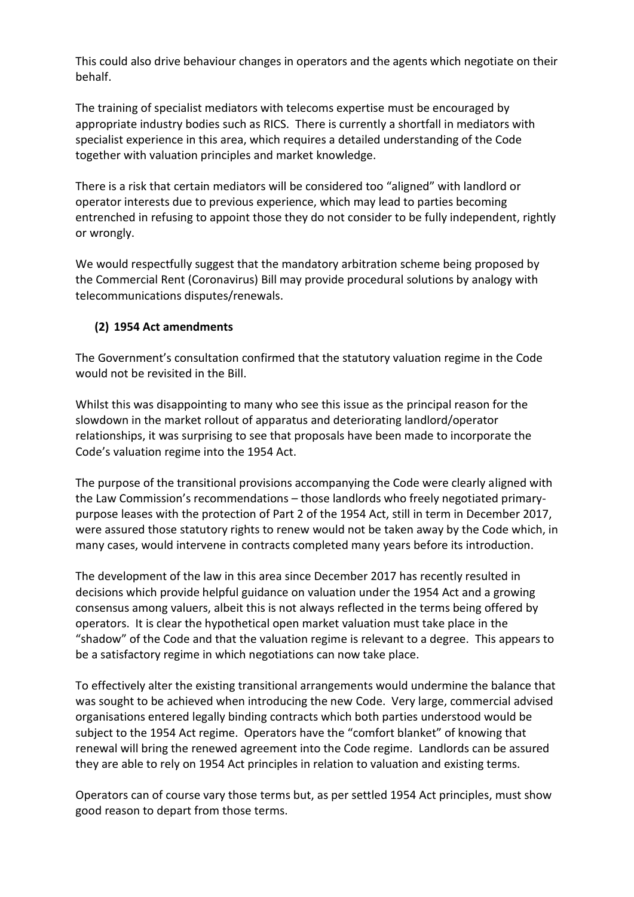This could also drive behaviour changes in operators and the agents which negotiate on their behalf.

The training of specialist mediators with telecoms expertise must be encouraged by appropriate industry bodies such as RICS. There is currently a shortfall in mediators with specialist experience in this area, which requires a detailed understanding of the Code together with valuation principles and market knowledge.

There is a risk that certain mediators will be considered too "aligned" with landlord or operator interests due to previous experience, which may lead to parties becoming entrenched in refusing to appoint those they do not consider to be fully independent, rightly or wrongly.

We would respectfully suggest that the mandatory arbitration scheme being proposed by the Commercial Rent (Coronavirus) Bill may provide procedural solutions by analogy with telecommunications disputes/renewals.

## (2) 1954 Act amendments

The Government's consultation confirmed that the statutory valuation regime in the Code would not be revisited in the Bill.

Whilst this was disappointing to many who see this issue as the principal reason for the slowdown in the market rollout of apparatus and deteriorating landlord/operator relationships, it was surprising to see that proposals have been made to incorporate the Code's valuation regime into the 1954 Act.

The purpose of the transitional provisions accompanying the Code were clearly aligned with the Law Commission's recommendations – those landlords who freely negotiated primary-purpose leases with the protection of Part 2 of the 1954 Act, still in term in December 2017, were assured those statutory rights to renew would not be taken away by the Code which, in many cases, would intervene in contracts completed many years before its introduction.

The development of the law in this area since December 2017 has recently resulted in decisions which provide helpful guidance on valuation under the 1954 Act and a growing consensus among valuers, albeit this is not always reflected in the terms being offered by operators. It is clear the hypothetical open market valuation must take place in the "shadow" of the Code and that the valuation regime is relevant to a degree. This appears to be a satisfactory regime in which negotiations can now take place.

To effectively alter the existing transitional arrangements would undermine the balance that was sought to be achieved when introducing the new Code. Very large, commercial advised organisations entered legally binding contracts which both parties understood would be subject to the 1954 Act regime. Operators have the "comfort blanket" of knowing that renewal will bring the renewed agreement into the Code regime. Landlords can be assured they are able to rely on 1954 Act principles in relation to valuation and existing terms.

Operators can of course vary those terms but, as per settled 1954 Act principles, must show good reason to depart from those terms.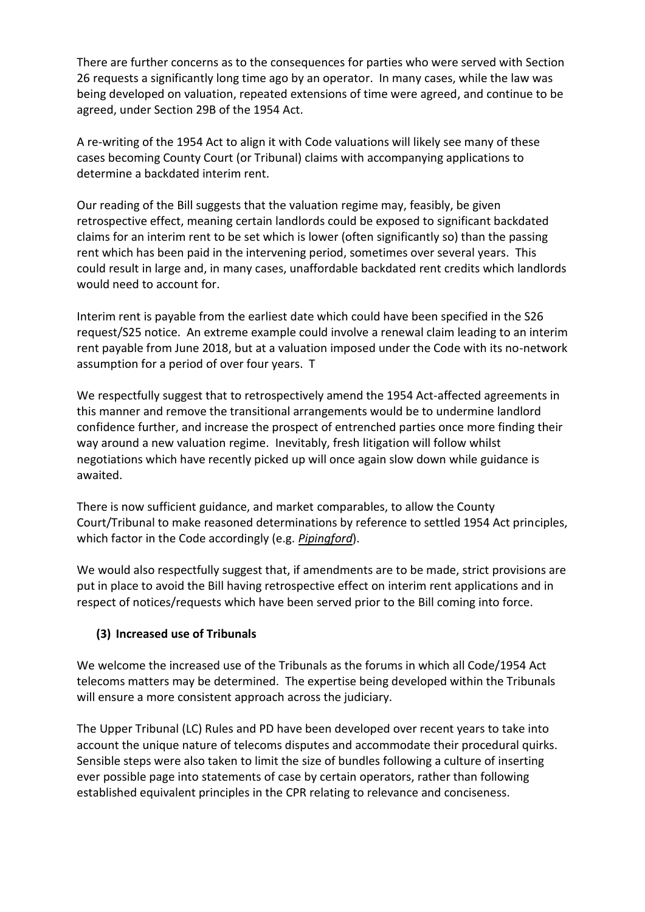There are further concerns as to the consequences for parties who were served with Section 26 requests a significantly long time ago by an operator. In many cases, while the law was being developed on valuation, repeated extensions of time were agreed, and continue to be agreed, under Section 29B of the 1954 Act.

A re-writing of the 1954 Act to align it with Code valuations will likely see many of these cases becoming County Court (or Tribunal) claims with accompanying applications to determine a backdated interim rent.

Our reading of the Bill suggests that the valuation regime may, feasibly, be given retrospective effect, meaning certain landlords could be exposed to significant backdated claims for an interim rent to be set which is lower (often significantly so) than the passing rent which has been paid in the intervening period, sometimes over several years. This could result in large and, in many cases, unaffordable backdated rent credits which landlords would need to account for.

Interim rent is payable from the earliest date which could have been specified in the S26 request/S25 notice. An extreme example could involve a renewal claim leading to an interim rent payable from June 2018, but at a valuation imposed under the Code with its no-network assumption for a period of over four years. T

We respectfully suggest that to retrospectively amend the 1954 Act-affected agreements in this manner and remove the transitional arrangements would be to undermine landlord confidence further, and increase the prospect of entrenched parties once more finding their way around a new valuation regime. Inevitably, fresh litigation will follow whilst negotiations which have recently picked up will once again slow down while guidance is awaited.

There is now sufficient guidance, and market comparables, to allow the County Court/Tribunal to make reasoned determinations by reference to settled 1954 Act principles, which factor in the Code accordingly (e.g. *Pipingford*).

We would also respectfully suggest that, if amendments are to be made, strict provisions are put in place to avoid the Bill having retrospective effect on interim rent applications and in respect of notices/requests which have been served prior to the Bill coming into force.

### (3) Increased use of Tribunals

We welcome the increased use of the Tribunals as the forums in which all Code/1954 Act telecoms matters may be determined. The expertise being developed within the Tribunals will ensure a more consistent approach across the judiciary.

The Upper Tribunal (LC) Rules and PD have been developed over recent years to take into account the unique nature of telecoms disputes and accommodate their procedural quirks. Sensible steps were also taken to limit the size of bundles following a culture of inserting ever possible page into statements of case by certain operators, rather than following established equivalent principles in the CPR relating to relevance and conciseness.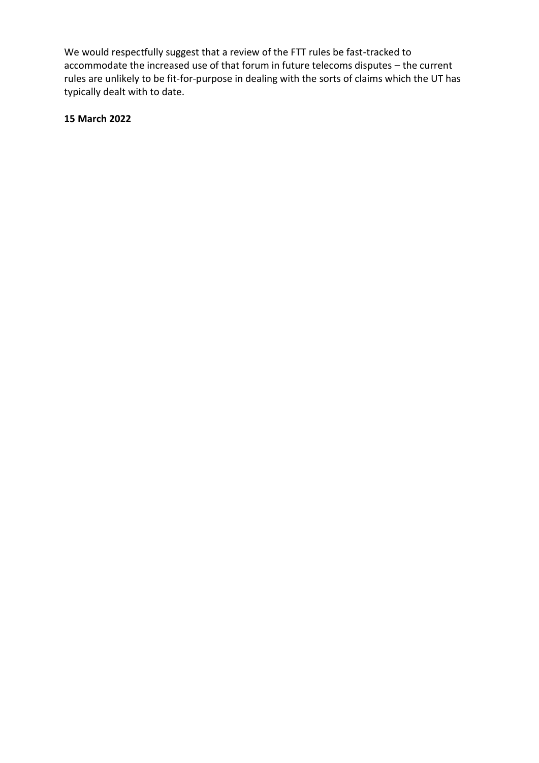We would respectfully suggest that a review of the FTT rules be fast-tracked to accommodate the increased use of that forum in future telecoms disputes – the current rules are unlikely to be fit-for-purpose in dealing with the sorts of claims which the UT has typically dealt with to date.

**15 March 2022**